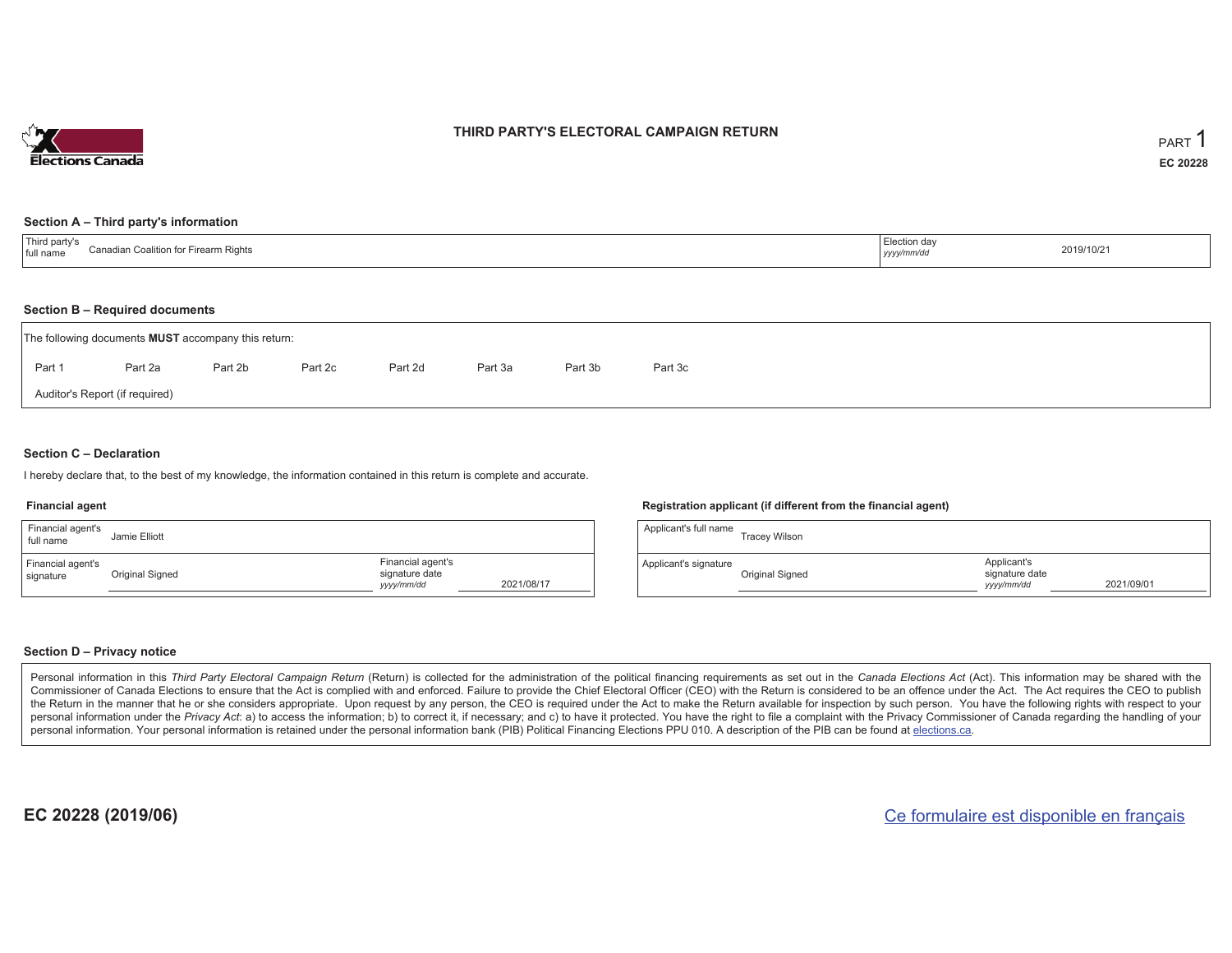# THIRD PARTY'S ELECTORAL CAMPAIGN RETURN

PART 1

**EC 20228**

## Section A – Third party's information

| Third party's full name | Canadian Coalition for Firearm Rights | Election day *yyyy/mm/dd* | 2019/10/21 |
|---|---|---|---|

## Section B – Required documents

The following documents **MUST** accompany this return:

Part 1 Part 2a Part 2b Part 2c Part 2d Part 3a Part 3b Part 3c

Auditor's Report (if required)

## Section C – Declaration

I hereby declare that, to the best of my knowledge, the information contained in this return is complete and accurate.

### Financial agent

| Financial agent's full name | Jamie Elliott | | |
|---|---|---|---|
| Financial agent's signature | Original Signed | Financial agent's signature date *yyyy/mm/dd* | 2021/08/17 |

### Registration applicant (if different from the financial agent)

| Applicant's full name | Tracey Wilson | | |
|---|---|---|---|
| Applicant's signature | Original Signed | Applicant's signature date *yyyy/mm/dd* | 2021/09/01 |

## Section D – Privacy notice

Personal information in this *Third Party Electoral Campaign Return* (Return) is collected for the administration of the political financing requirements as set out in the *Canada Elections Act* (Act). This information may be shared with the Commissioner of Canada Elections to ensure that the Act is complied with and enforced. Failure to provide the Chief Electoral Officer (CEO) with the Return is considered to be an offence under the Act. The Act requires the CEO to publish the Return in the manner that he or she considers appropriate. Upon request by any person, the CEO is required under the Act to make the Return available for inspection by such person. You have the following rights with respect to your personal information under the *Privacy Act*: a) to access the information; b) to correct it, if necessary; and c) to have it protected. You have the right to file a complaint with the Privacy Commissioner of Canada regarding the handling of your personal information. Your personal information is retained under the personal information bank (PIB) Political Financing Elections PPU 010. A description of the PIB can be found at elections.ca.

EC 20228 (2019/06)

Ce formulaire est disponible en français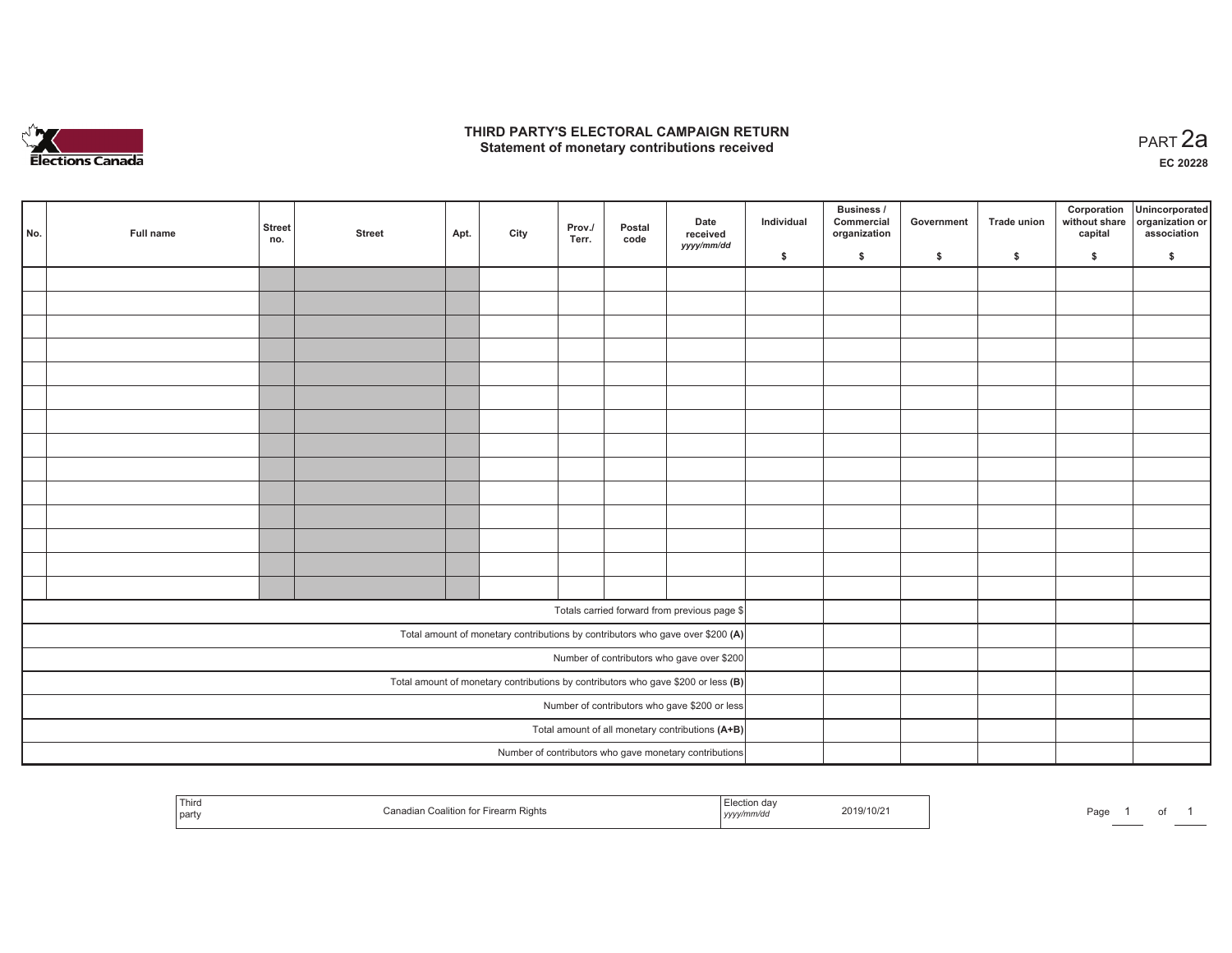# THIRD PARTY'S ELECTORAL CAMPAIGN RETURN
## Statement of monetary contributions received

PART 2a

EC 20228

| No. | Full name | Street no. | Street | Apt. | City | Prov./ Terr. | Postal code | Date received yyyy/mm/dd | Individual $ | Business / Commercial organization $ | Government $ | Trade union $ | Corporation without share capital $ | Unincorporated organization or association $ |
|---|---|---|---|---|---|---|---|---|---|---|---|---|---|---|
| | | | | | | | | | | | | | | |
| | | | | | | | | | | | | | | |
| | | | | | | | | | | | | | | |
| | | | | | | | | | | | | | | |
| | | | | | | | | | | | | | | |
| | | | | | | | | | | | | | | |
| | | | | | | | | | | | | | | |
| | | | | | | | | | | | | | | |
| | | | | | | | | | | | | | | |
| | | | | | | | | | | | | | | |
| | | | | | | | | | | | | | | |
| | | | | | | | | | | | | | | |
| | | | | | | | | | | | | | | |
| | | | | | | | | | | | | | | |
| Totals carried forward from previous page $ | | | | | | | | | | | | | | |
| Total amount of monetary contributions by contributors who gave over $200 **(A)** | | | | | | | | | | | | | | |
| Number of contributors who gave over $200 | | | | | | | | | | | | | | |
| Total amount of monetary contributions by contributors who gave $200 or less **(B)** | | | | | | | | | | | | | | |
| Number of contributors who gave $200 or less | | | | | | | | | | | | | | |
| Total amount of all monetary contributions **(A+B)** | | | | | | | | | | | | | | |
| Number of contributors who gave monetary contributions | | | | | | | | | | | | | | |

| Third party | Canadian Coalition for Firearm Rights | Election day yyyy/mm/dd | 2019/10/21 |
|---|---|---|---|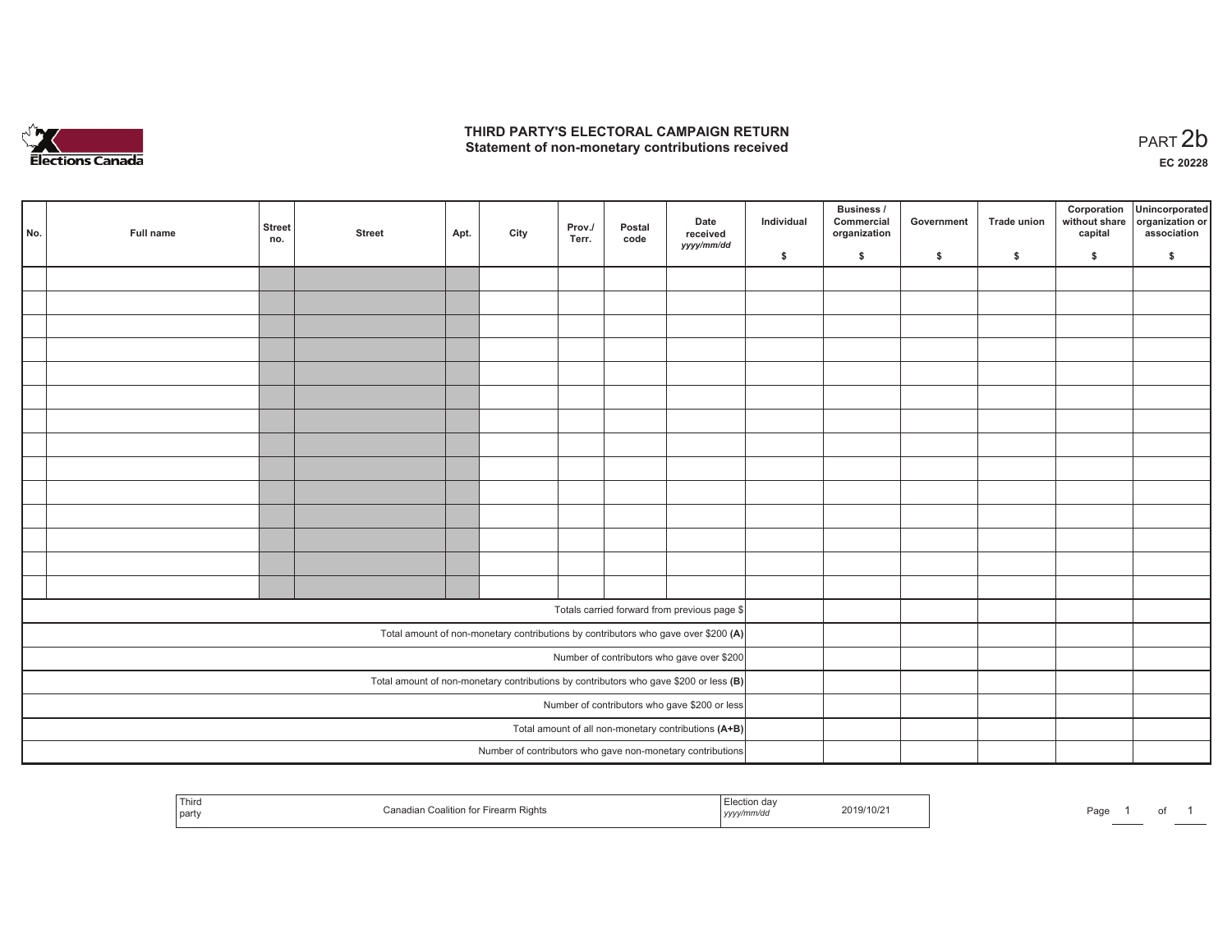# THIRD PARTY'S ELECTORAL CAMPAIGN RETURN
## Statement of non-monetary contributions received

PART 2b

EC 20228

| No. | Full name | Street no. | Street | Apt. | City | Prov./ Terr. | Postal code | Date received yyyy/mm/dd | Individual $ | Business / Commercial organization $ | Government $ | Trade union $ | Corporation without share capital $ | Unincorporated organization or association $ |
|---|---|---|---|---|---|---|---|---|---|---|---|---|---|---|
| | | | | | | | | | | | | | | |
| | | | | | | | | | | | | | | |
| | | | | | | | | | | | | | | |
| | | | | | | | | | | | | | | |
| | | | | | | | | | | | | | | |
| | | | | | | | | | | | | | | |
| | | | | | | | | | | | | | | |
| | | | | | | | | | | | | | | |
| | | | | | | | | | | | | | | |
| | | | | | | | | | | | | | | |
| | | | | | | | | | | | | | | |
| | | | | | | | | | | | | | | |
| | | | | | | | | | | | | | | |
| | | | | | | | | | | | | | | |
| Totals carried forward from previous page $ | | | | | | | | | | | | | | |
| Total amount of non-monetary contributions by contributors who gave over $200 (A) | | | | | | | | | | | | | | |
| Number of contributors who gave over $200 | | | | | | | | | | | | | | |
| Total amount of non-monetary contributions by contributors who gave $200 or less (B) | | | | | | | | | | | | | | |
| Number of contributors who gave $200 or less | | | | | | | | | | | | | | |
| Total amount of all non-monetary contributions (A+B) | | | | | | | | | | | | | | |
| Number of contributors who gave non-monetary contributions | | | | | | | | | | | | | | |

| Third party | Canadian Coalition for Firearm Rights | Election day yyyy/mm/dd | 2019/10/21 |
|---|---|---|---|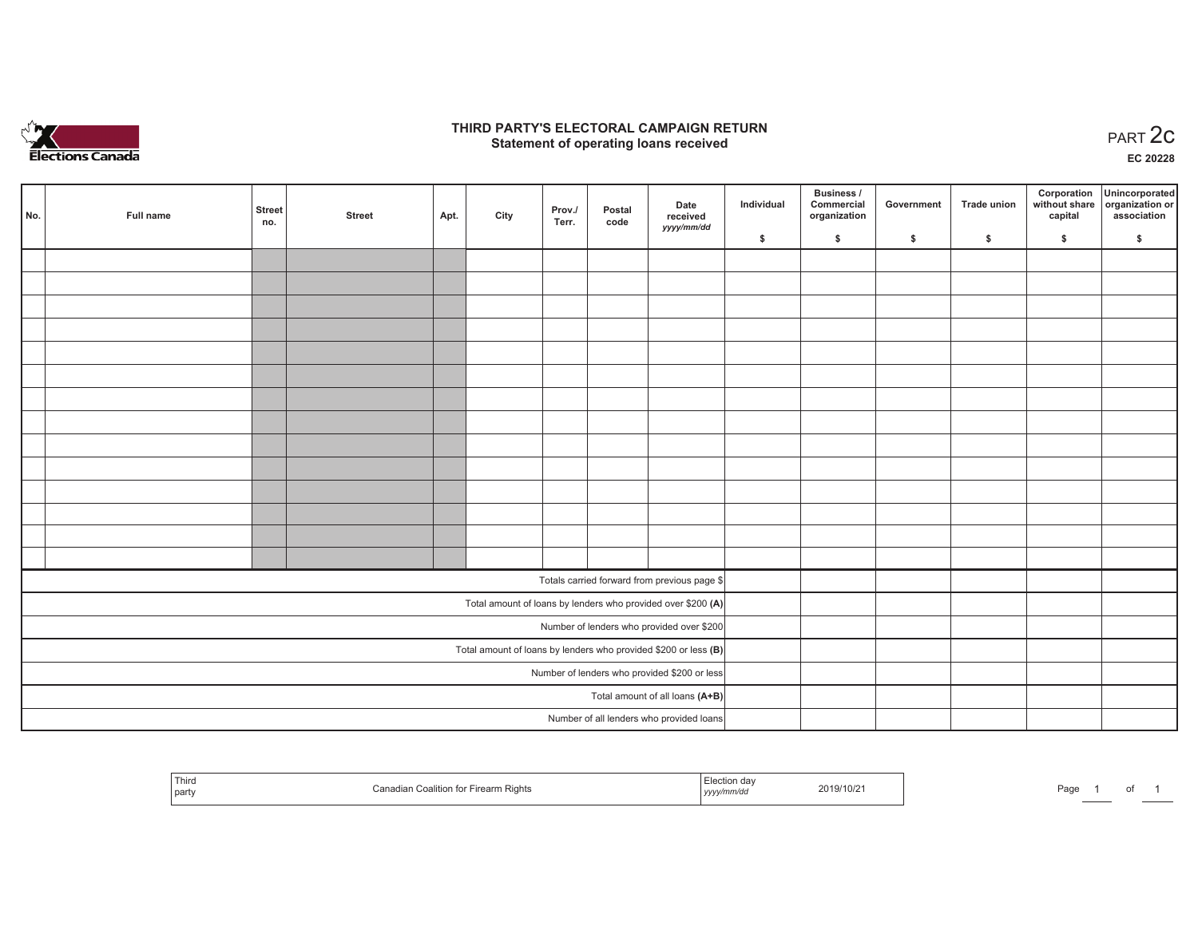# THIRD PARTY'S ELECTORAL CAMPAIGN RETURN
## Statement of operating loans received

PART 2c

EC 20228

| No. | Full name | Street no. | Street | Apt. | City | Prov./ Terr. | Postal code | Date received *yyyy/mm/dd* | Individual $ | Business / Commercial organization $ | Government $ | Trade union $ | Corporation without share capital $ | Unincorporated organization or association $ |
|---|---|---|---|---|---|---|---|---|---|---|---|---|---|---|
| | | | | | | | | | | | | | | |
| | | | | | | | | | | | | | | |
| | | | | | | | | | | | | | | |
| | | | | | | | | | | | | | | |
| | | | | | | | | | | | | | | |
| | | | | | | | | | | | | | | |
| | | | | | | | | | | | | | | |
| | | | | | | | | | | | | | | |
| | | | | | | | | | | | | | | |
| | | | | | | | | | | | | | | |
| | | | | | | | | | | | | | | |
| | | | | | | | | | | | | | | |
| | | | | | | | | | | | | | | |
| | | | | | | | | | | | | | | |
| Totals carried forward from previous page $ | | | | | | | | | | | | | | |
| Total amount of loans by lenders who provided over $200 **(A)** | | | | | | | | | | | | | | |
| Number of lenders who provided over $200 | | | | | | | | | | | | | | |
| Total amount of loans by lenders who provided $200 or less **(B)** | | | | | | | | | | | | | | |
| Number of lenders who provided $200 or less | | | | | | | | | | | | | | |
| Total amount of all loans **(A+B)** | | | | | | | | | | | | | | |
| Number of all lenders who provided loans | | | | | | | | | | | | | | |

| Third party | Canadian Coalition for Firearm Rights | Election day *yyyy/mm/dd* | 2019/10/21 |
|---|---|---|---|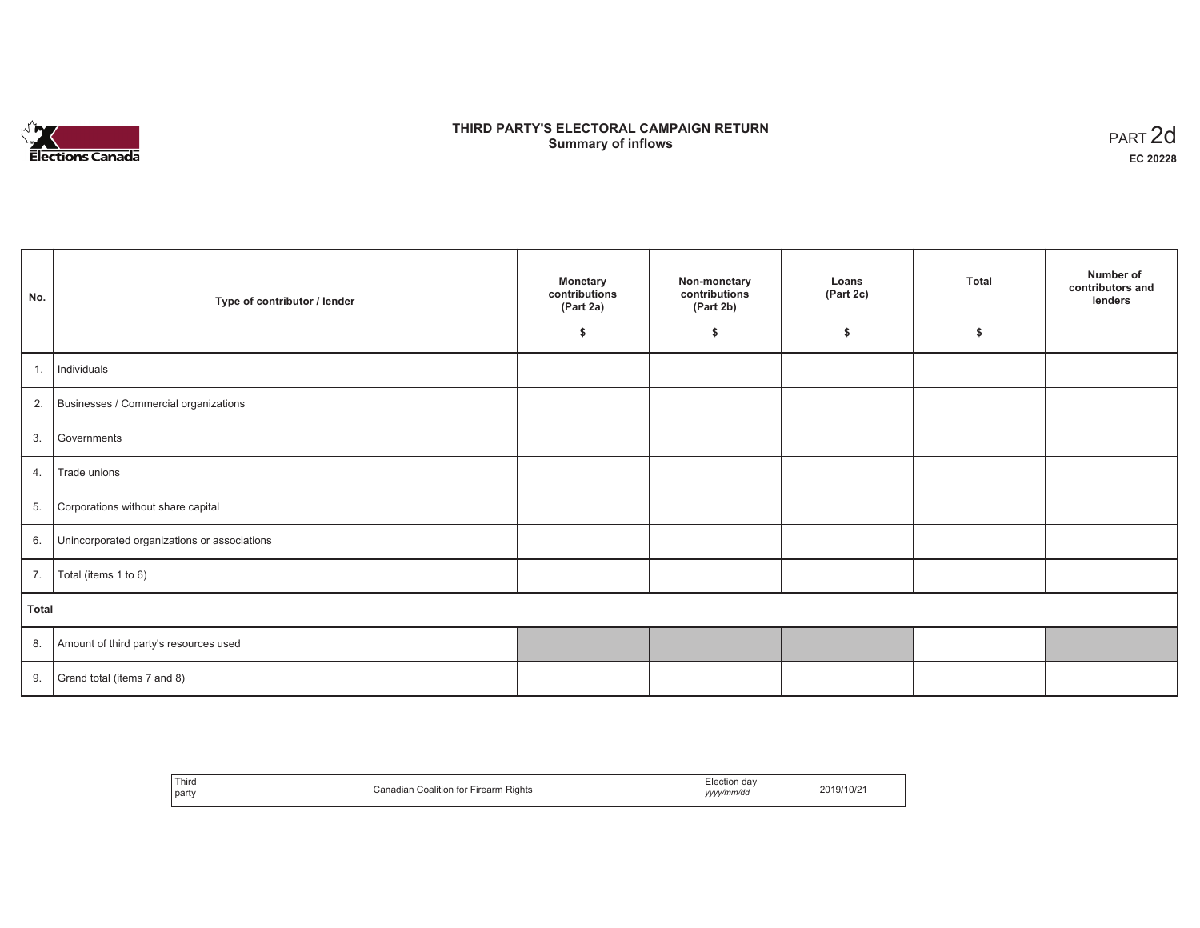# THIRD PARTY'S ELECTORAL CAMPAIGN RETURN
## Summary of inflows

PART 2d

**EC 20228**

| No. | Type of contributor / lender | Monetary contributions (Part 2a) $ | Non-monetary contributions (Part 2b) $ | Loans (Part 2c) $ | Total $ | Number of contributors and lenders |
|---|---|---|---|---|---|---|
| 1. | Individuals | | | | | |
| 2. | Businesses / Commercial organizations | | | | | |
| 3. | Governments | | | | | |
| 4. | Trade unions | | | | | |
| 5. | Corporations without share capital | | | | | |
| 6. | Unincorporated organizations or associations | | | | | |
| 7. | Total (items 1 to 6) | | | | | |
| **Total** | | | | | | |
| 8. | Amount of third party's resources used | | | | | |
| 9. | Grand total (items 7 and 8) | | | | | |

| Third party | Canadian Coalition for Firearm Rights | Election day *yyyy/mm/dd* | 2019/10/21 |
|---|---|---|---|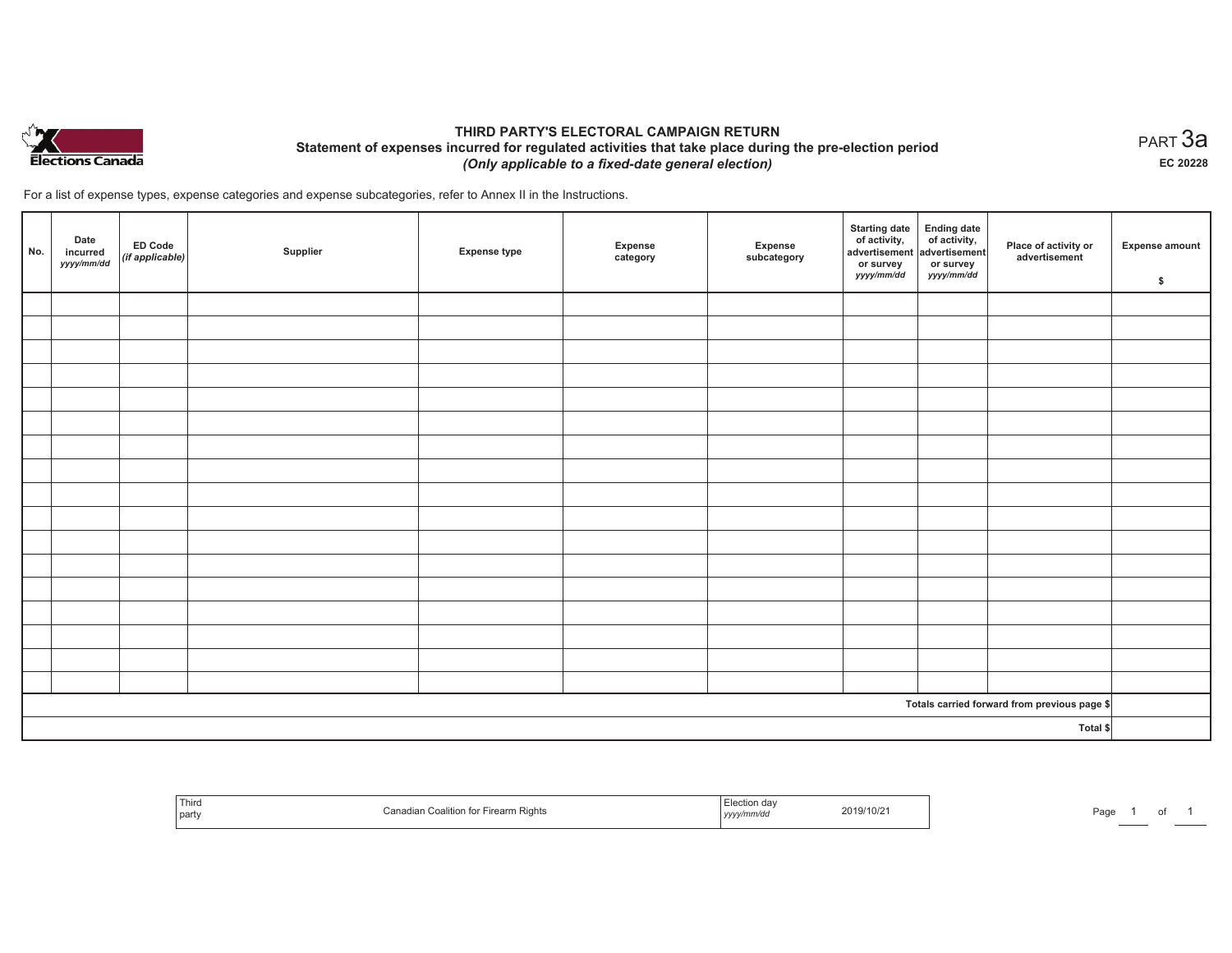Elections Canada

# THIRD PARTY'S ELECTORAL CAMPAIGN RETURN

## Statement of expenses incurred for regulated activities that take place during the pre-election period

*(Only applicable to a fixed-date general election)*

PART 3a

EC 20228

For a list of expense types, expense categories and expense subcategories, refer to Annex II in the Instructions.

| No. | Date incurred *yyyy/mm/dd* | ED Code *(if applicable)* | Supplier | Expense type | Expense category | Expense subcategory | Starting date of activity, advertisement or survey *yyyy/mm/dd* | Ending date of activity, advertisement or survey *yyyy/mm/dd* | Place of activity or advertisement | Expense amount $ |
|---|---|---|---|---|---|---|---|---|---|---|
| | | | | | | | | | | |
| | | | | | | | | | | |
| | | | | | | | | | | |
| | | | | | | | | | | |
| | | | | | | | | | | |
| | | | | | | | | | | |
| | | | | | | | | | | |
| | | | | | | | | | | |
| | | | | | | | | | | |
| | | | | | | | | | | |
| | | | | | | | | | | |
| | | | | | | | | | | |
| | | | | | | | | | | |
| | | | | | | | | | | |
| | | | | | | | | | | |
| | | | | | | | | | | |
| | | | | | | | | | | |
| Totals carried forward from previous page $ | | | | | | | | | | |
| Total $ | | | | | | | | | | |

| Third party | Canadian Coalition for Firearm Rights | Election day *yyyy/mm/dd* | 2019/10/21 |
|---|---|---|---|

Page 1 of 1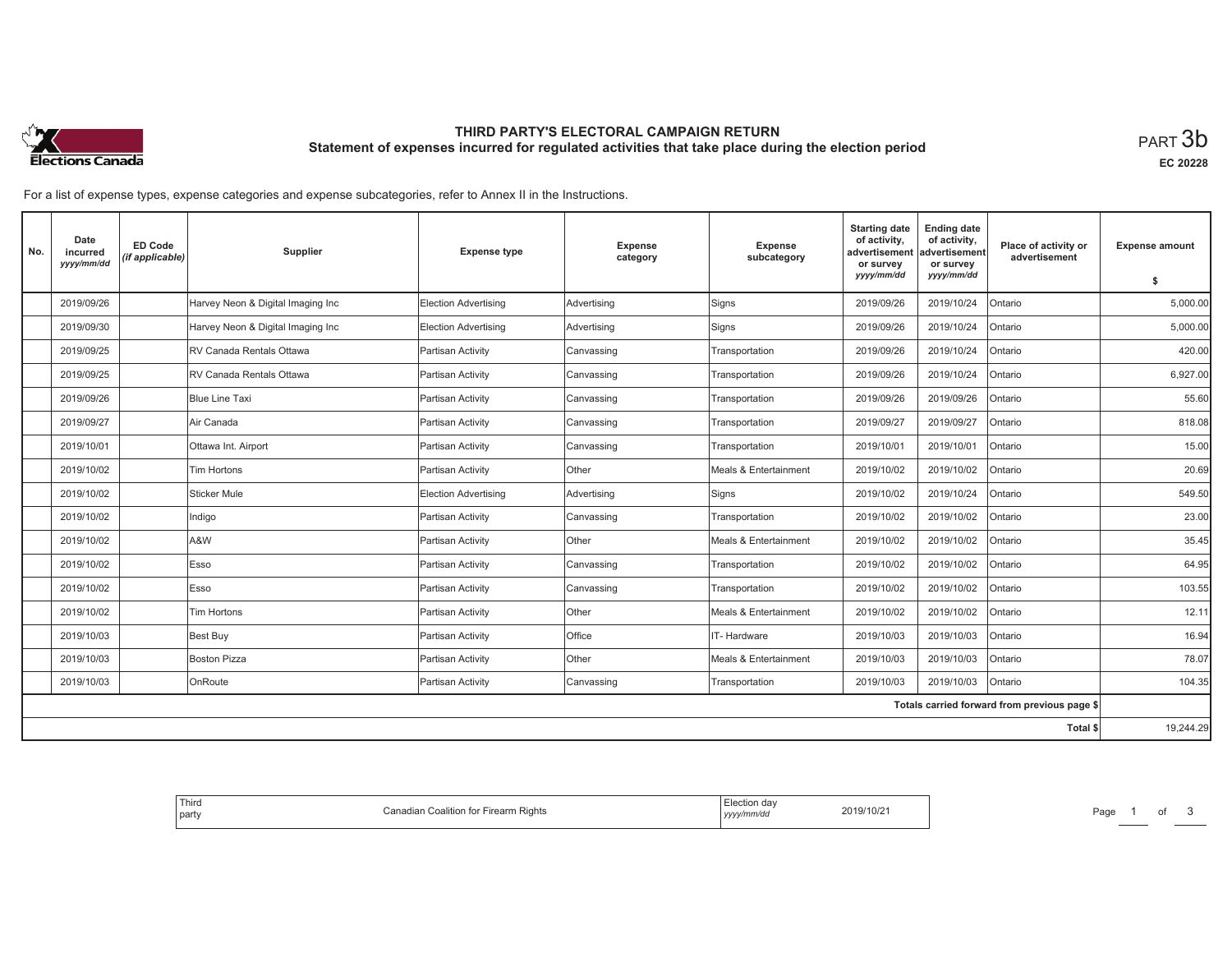# THIRD PARTY'S ELECTORAL CAMPAIGN RETURN

## Statement of expenses incurred for regulated activities that take place during the election period

PART 3b

EC 20228

For a list of expense types, expense categories and expense subcategories, refer to Annex II in the Instructions.

| No. | Date incurred *yyyy/mm/dd* | ED Code *(if applicable)* | Supplier | Expense type | Expense category | Expense subcategory | Starting date of activity, advertisement or survey *yyyy/mm/dd* | Ending date of activity, advertisement or survey *yyyy/mm/dd* | Place of activity or advertisement | Expense amount $ |
|---|---|---|---|---|---|---|---|---|---|---|
| | 2019/09/26 | | Harvey Neon & Digital Imaging Inc | Election Advertising | Advertising | Signs | 2019/09/26 | 2019/10/24 | Ontario | 5,000.00 |
| | 2019/09/30 | | Harvey Neon & Digital Imaging Inc | Election Advertising | Advertising | Signs | 2019/09/26 | 2019/10/24 | Ontario | 5,000.00 |
| | 2019/09/25 | | RV Canada Rentals Ottawa | Partisan Activity | Canvassing | Transportation | 2019/09/26 | 2019/10/24 | Ontario | 420.00 |
| | 2019/09/25 | | RV Canada Rentals Ottawa | Partisan Activity | Canvassing | Transportation | 2019/09/26 | 2019/10/24 | Ontario | 6,927.00 |
| | 2019/09/26 | | Blue Line Taxi | Partisan Activity | Canvassing | Transportation | 2019/09/26 | 2019/09/26 | Ontario | 55.60 |
| | 2019/09/27 | | Air Canada | Partisan Activity | Canvassing | Transportation | 2019/09/27 | 2019/09/27 | Ontario | 818.08 |
| | 2019/10/01 | | Ottawa Int. Airport | Partisan Activity | Canvassing | Transportation | 2019/10/01 | 2019/10/01 | Ontario | 15.00 |
| | 2019/10/02 | | Tim Hortons | Partisan Activity | Other | Meals & Entertainment | 2019/10/02 | 2019/10/02 | Ontario | 20.69 |
| | 2019/10/02 | | Sticker Mule | Election Advertising | Advertising | Signs | 2019/10/02 | 2019/10/24 | Ontario | 549.50 |
| | 2019/10/02 | | Indigo | Partisan Activity | Canvassing | Transportation | 2019/10/02 | 2019/10/02 | Ontario | 23.00 |
| | 2019/10/02 | | A&W | Partisan Activity | Other | Meals & Entertainment | 2019/10/02 | 2019/10/02 | Ontario | 35.45 |
| | 2019/10/02 | | Esso | Partisan Activity | Canvassing | Transportation | 2019/10/02 | 2019/10/02 | Ontario | 64.95 |
| | 2019/10/02 | | Esso | Partisan Activity | Canvassing | Transportation | 2019/10/02 | 2019/10/02 | Ontario | 103.55 |
| | 2019/10/02 | | Tim Hortons | Partisan Activity | Other | Meals & Entertainment | 2019/10/02 | 2019/10/02 | Ontario | 12.11 |
| | 2019/10/03 | | Best Buy | Partisan Activity | Office | IT- Hardware | 2019/10/03 | 2019/10/03 | Ontario | 16.94 |
| | 2019/10/03 | | Boston Pizza | Partisan Activity | Other | Meals & Entertainment | 2019/10/03 | 2019/10/03 | Ontario | 78.07 |
| | 2019/10/03 | | OnRoute | Partisan Activity | Canvassing | Transportation | 2019/10/03 | 2019/10/03 | Ontario | 104.35 |
| | | | | | | | | | Totals carried forward from previous page $ | |
| | | | | | | | | | Total $ | 19,244.29 |

| Third party | Canadian Coalition for Firearm Rights | Election day *yyyy/mm/dd* | 2019/10/21 |
|---|---|---|---|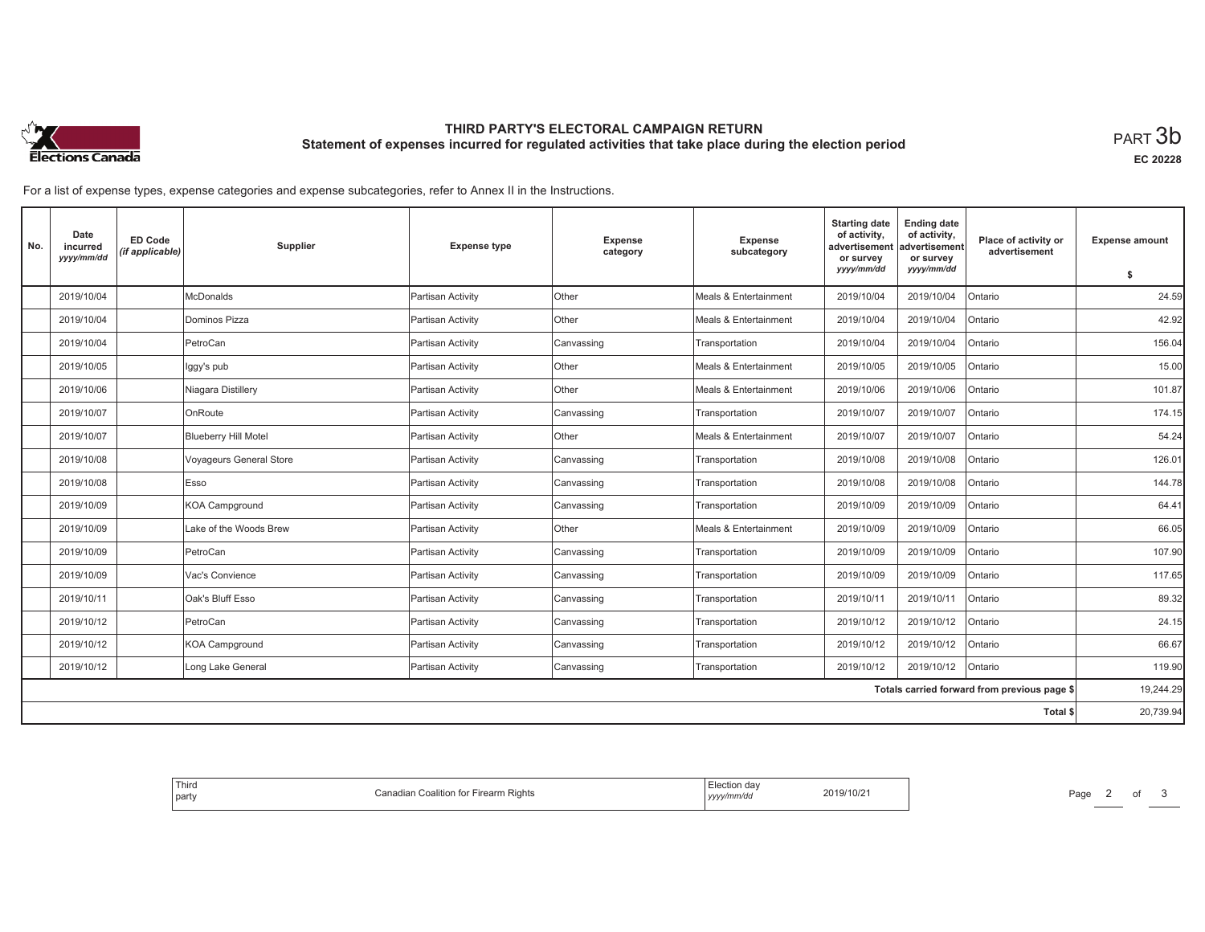# THIRD PARTY'S ELECTORAL CAMPAIGN RETURN

## Statement of expenses incurred for regulated activities that take place during the election period

PART 3b

EC 20228

For a list of expense types, expense categories and expense subcategories, refer to Annex II in the Instructions.

| No. | Date incurred *yyyy/mm/dd* | ED Code *(if applicable)* | Supplier | Expense type | Expense category | Expense subcategory | Starting date of activity, advertisement or survey *yyyy/mm/dd* | Ending date of activity, advertisement or survey *yyyy/mm/dd* | Place of activity or advertisement | Expense amount $ |
|---|---|---|---|---|---|---|---|---|---|---|
| | 2019/10/04 | | McDonalds | Partisan Activity | Other | Meals & Entertainment | 2019/10/04 | 2019/10/04 | Ontario | 24.59 |
| | 2019/10/04 | | Dominos Pizza | Partisan Activity | Other | Meals & Entertainment | 2019/10/04 | 2019/10/04 | Ontario | 42.92 |
| | 2019/10/04 | | PetroCan | Partisan Activity | Canvassing | Transportation | 2019/10/04 | 2019/10/04 | Ontario | 156.04 |
| | 2019/10/05 | | Iggy's pub | Partisan Activity | Other | Meals & Entertainment | 2019/10/05 | 2019/10/05 | Ontario | 15.00 |
| | 2019/10/06 | | Niagara Distillery | Partisan Activity | Other | Meals & Entertainment | 2019/10/06 | 2019/10/06 | Ontario | 101.87 |
| | 2019/10/07 | | OnRoute | Partisan Activity | Canvassing | Transportation | 2019/10/07 | 2019/10/07 | Ontario | 174.15 |
| | 2019/10/07 | | Blueberry Hill Motel | Partisan Activity | Other | Meals & Entertainment | 2019/10/07 | 2019/10/07 | Ontario | 54.24 |
| | 2019/10/08 | | Voyageurs General Store | Partisan Activity | Canvassing | Transportation | 2019/10/08 | 2019/10/08 | Ontario | 126.01 |
| | 2019/10/08 | | Esso | Partisan Activity | Canvassing | Transportation | 2019/10/08 | 2019/10/08 | Ontario | 144.78 |
| | 2019/10/09 | | KOA Campground | Partisan Activity | Canvassing | Transportation | 2019/10/09 | 2019/10/09 | Ontario | 64.41 |
| | 2019/10/09 | | Lake of the Woods Brew | Partisan Activity | Other | Meals & Entertainment | 2019/10/09 | 2019/10/09 | Ontario | 66.05 |
| | 2019/10/09 | | PetroCan | Partisan Activity | Canvassing | Transportation | 2019/10/09 | 2019/10/09 | Ontario | 107.90 |
| | 2019/10/09 | | Vac's Convience | Partisan Activity | Canvassing | Transportation | 2019/10/09 | 2019/10/09 | Ontario | 117.65 |
| | 2019/10/11 | | Oak's Bluff Esso | Partisan Activity | Canvassing | Transportation | 2019/10/11 | 2019/10/11 | Ontario | 89.32 |
| | 2019/10/12 | | PetroCan | Partisan Activity | Canvassing | Transportation | 2019/10/12 | 2019/10/12 | Ontario | 24.15 |
| | 2019/10/12 | | KOA Campground | Partisan Activity | Canvassing | Transportation | 2019/10/12 | 2019/10/12 | Ontario | 66.67 |
| | 2019/10/12 | | Long Lake General | Partisan Activity | Canvassing | Transportation | 2019/10/12 | 2019/10/12 | Ontario | 119.90 |
| | | | | | | | | | Totals carried forward from previous page $ | 19,244.29 |
| | | | | | | | | | Total $ | 20,739.94 |

| Third party | Canadian Coalition for Firearm Rights | Election day *yyyy/mm/dd* | 2019/10/21 |
|---|---|---|---|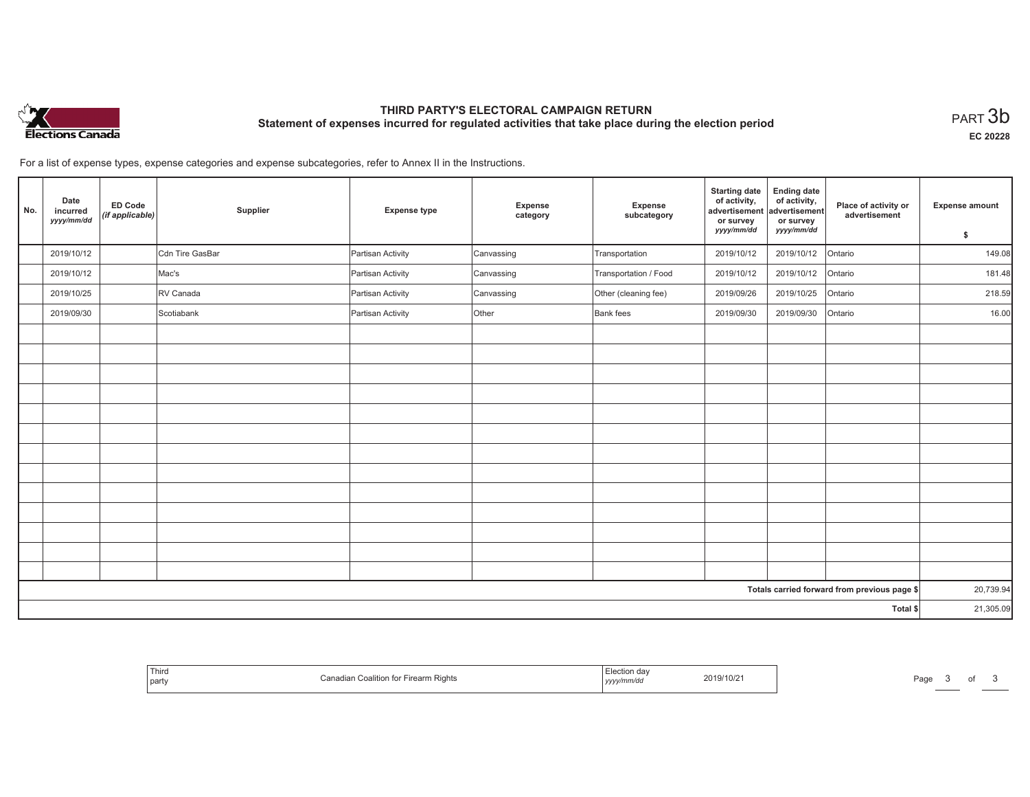# THIRD PARTY'S ELECTORAL CAMPAIGN RETURN
## Statement of expenses incurred for regulated activities that take place during the election period

PART 3b

EC 20228

For a list of expense types, expense categories and expense subcategories, refer to Annex II in the Instructions.

| No. | Date incurred *yyyy/mm/dd* | ED Code *(if applicable)* | Supplier | Expense type | Expense category | Expense subcategory | Starting date of activity, advertisement or survey *yyyy/mm/dd* | Ending date of activity, advertisement or survey *yyyy/mm/dd* | Place of activity or advertisement | Expense amount $ |
|---|---|---|---|---|---|---|---|---|---|---|
| | 2019/10/12 | | Cdn Tire GasBar | Partisan Activity | Canvassing | Transportation | 2019/10/12 | 2019/10/12 | Ontario | 149.08 |
| | 2019/10/12 | | Mac's | Partisan Activity | Canvassing | Transportation / Food | 2019/10/12 | 2019/10/12 | Ontario | 181.48 |
| | 2019/10/25 | | RV Canada | Partisan Activity | Canvassing | Other (cleaning fee) | 2019/09/26 | 2019/10/25 | Ontario | 218.59 |
| | 2019/09/30 | | Scotiabank | Partisan Activity | Other | Bank fees | 2019/09/30 | 2019/09/30 | Ontario | 16.00 |
| | | | | | | | | | | |
| | | | | | | | | | | |
| | | | | | | | | | | |
| | | | | | | | | | | |
| | | | | | | | | | | |
| | | | | | | | | | | |
| | | | | | | | | | | |
| | | | | | | | | | | |
| | | | | | | | | | | |
| | | | | | | | | | | |
| | | | | | | | | | | |
| | | | | | | | | | | |
| | | | | | | | | | | |
| | | | | | | | | | Totals carried forward from previous page $ | 20,739.94 |
| | | | | | | | | | Total $ | 21,305.09 |

| Third party | Canadian Coalition for Firearm Rights | Election day *yyyy/mm/dd* | 2019/10/21 |
|---|---|---|---|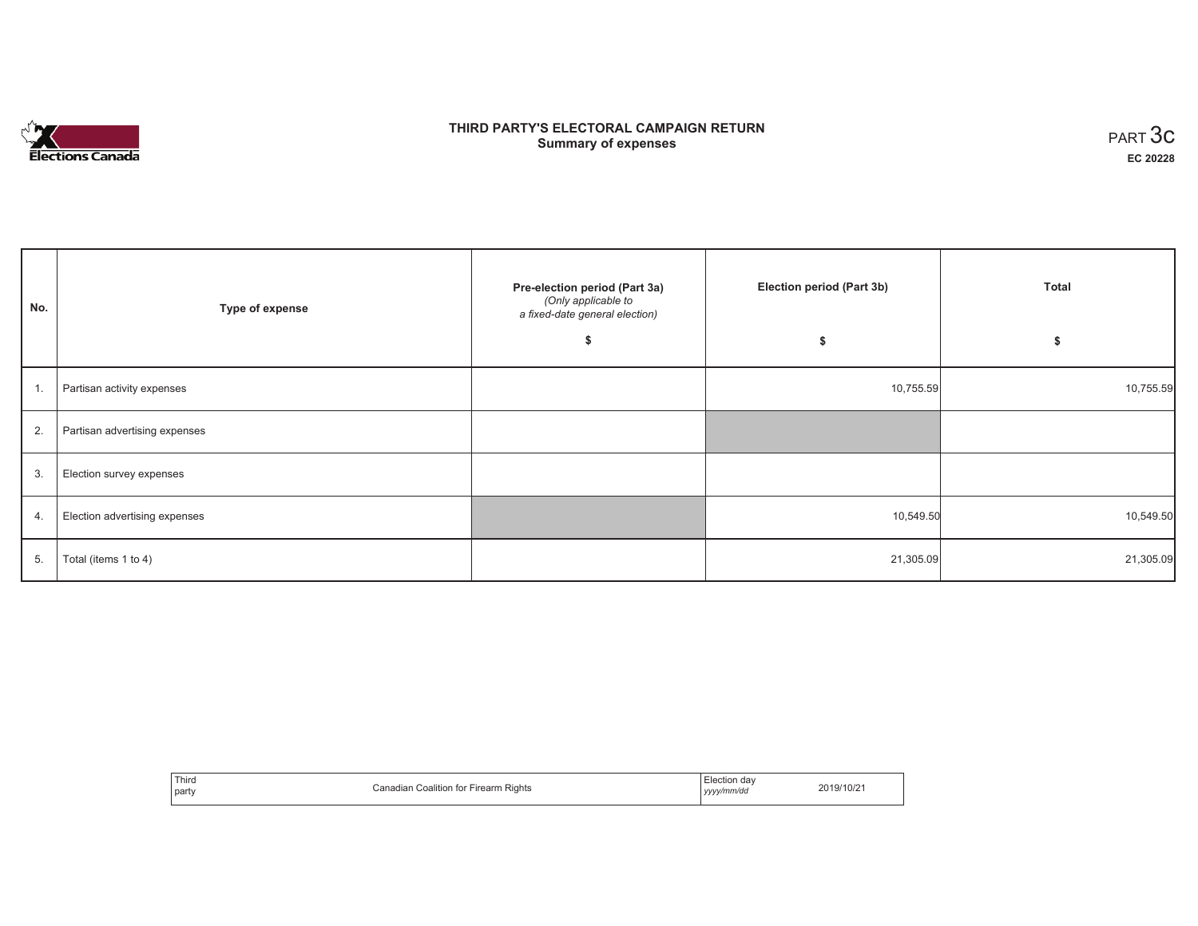# THIRD PARTY'S ELECTORAL CAMPAIGN RETURN
## Summary of expenses

PART 3c
**EC 20228**

| No. | Type of expense | Pre-election period (Part 3a) *(Only applicable to a fixed-date general election)* $ | Election period (Part 3b) $ | Total $ |
|---|---|---|---|---|
| 1. | Partisan activity expenses | | 10,755.59 | 10,755.59 |
| 2. | Partisan advertising expenses | | | |
| 3. | Election survey expenses | | | |
| 4. | Election advertising expenses | | 10,549.50 | 10,549.50 |
| 5. | Total (items 1 to 4) | | 21,305.09 | 21,305.09 |

| Third party | Canadian Coalition for Firearm Rights | Election day *yyyy/mm/dd* | 2019/10/21 |
|---|---|---|---|